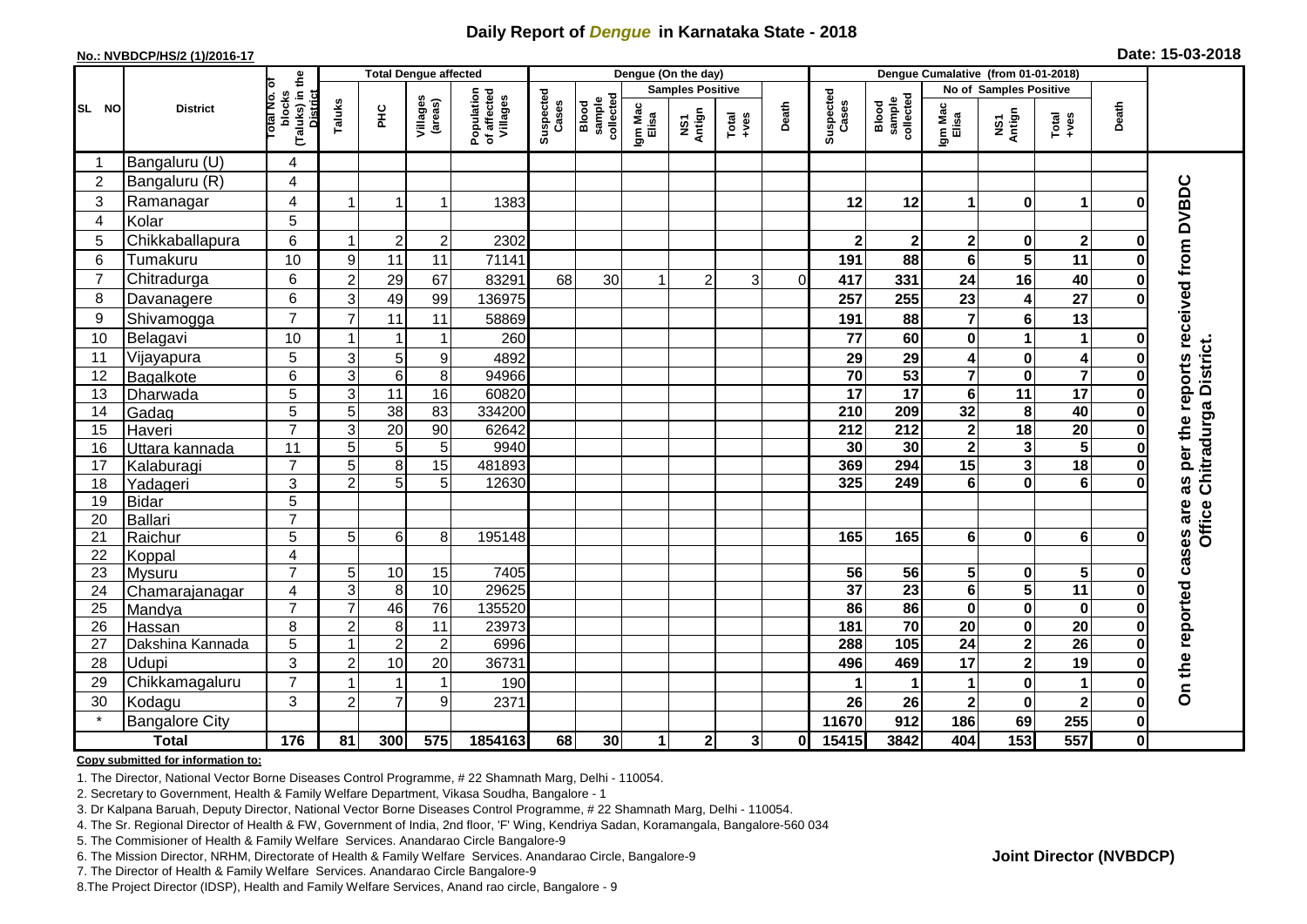# Daily Report of *Dengue* in Karnataka State - 2018

**No.: NVBDCP/HS/2 (1)/2016-17**

**Date: 15-03-2018**

| SL NO | District | Total No. of blocks (Taluks) in the District | Total Dengue affected | | | | Dengue (On the day) | | | | | | | Dengue Cumalative (from 01-01-2018) | | | | | | | |
|---|---|---|---|---|---|---|---|---|---|---|---|---|---|---|---|---|---|---|---|---|
| | | | Taluks | PHC | Villages (areas) | Population of affected Villages | Suspected Cases | Blood sample collected | Samples Positive | | | Death | Suspected Cases | Blood sample collected | No of Samples Positive | | | Death | |
| | | | | | | | | | Igm Mac Elisa | NS1 Antign | Total +ves | | | | Igm Mac Elisa | NS1 Antign | Total +ves | | |
| 1 | Bangaluru (U) | 4 | | | | | | | | | | | | | | | | | On the reported cases are as per the reports received from DVBDC Office Chitradurga District. |
| 2 | Bangaluru (R) | 4 | | | | | | | | | | | | | | | | | |
| 3 | Ramanagar | 4 | 1 | 1 | 1 | 1383 | | | | | | | 12 | 12 | 1 | 0 | 1 | 0 | |
| 4 | Kolar | 5 | | | | | | | | | | | | | | | | | |
| 5 | Chikkaballapura | 6 | 1 | 2 | 2 | 2302 | | | | | | | 2 | 2 | 2 | 0 | 2 | 0 | |
| 6 | Tumakuru | 10 | 9 | 11 | 11 | 71141 | | | | | | | 191 | 88 | 6 | 5 | 11 | 0 | |
| 7 | Chitradurga | 6 | 2 | 29 | 67 | 83291 | 68 | 30 | 1 | 2 | 3 | 0 | 417 | 331 | 24 | 16 | 40 | 0 | |
| 8 | Davanagere | 6 | 3 | 49 | 99 | 136975 | | | | | | | 257 | 255 | 23 | 4 | 27 | 0 | |
| 9 | Shivamogga | 7 | 7 | 11 | 11 | 58869 | | | | | | | 191 | 88 | 7 | 6 | 13 | | |
| 10 | Belagavi | 10 | 1 | 1 | 1 | 260 | | | | | | | 77 | 60 | 0 | 1 | 1 | 0 | |
| 11 | Vijayapura | 5 | 3 | 5 | 9 | 4892 | | | | | | | 29 | 29 | 4 | 0 | 4 | 0 | |
| 12 | Bagalkote | 6 | 3 | 6 | 8 | 94966 | | | | | | | 70 | 53 | 7 | 0 | 7 | 0 | |
| 13 | Dharwada | 5 | 3 | 11 | 16 | 60820 | | | | | | | 17 | 17 | 6 | 11 | 17 | 0 | |
| 14 | Gadag | 5 | 5 | 38 | 83 | 334200 | | | | | | | 210 | 209 | 32 | 8 | 40 | 0 | |
| 15 | Haveri | 7 | 3 | 20 | 90 | 62642 | | | | | | | 212 | 212 | 2 | 18 | 20 | 0 | |
| 16 | Uttara kannada | 11 | 5 | 5 | 5 | 9940 | | | | | | | 30 | 30 | 2 | 3 | 5 | 0 | |
| 17 | Kalaburagi | 7 | 5 | 8 | 15 | 481893 | | | | | | | 369 | 294 | 15 | 3 | 18 | 0 | |
| 18 | Yadageri | 3 | 2 | 5 | 5 | 12630 | | | | | | | 325 | 249 | 6 | 0 | 6 | 0 | |
| 19 | Bidar | 5 | | | | | | | | | | | | | | | | | |
| 20 | Ballari | 7 | | | | | | | | | | | | | | | | | |
| 21 | Raichur | 5 | 5 | 6 | 8 | 195148 | | | | | | | 165 | 165 | 6 | 0 | 6 | 0 | |
| 22 | Koppal | 4 | | | | | | | | | | | | | | | | | |
| 23 | Mysuru | 7 | 5 | 10 | 15 | 7405 | | | | | | | 56 | 56 | 5 | 0 | 5 | 0 | |
| 24 | Chamarajanagar | 4 | 3 | 8 | 10 | 29625 | | | | | | | 37 | 23 | 6 | 5 | 11 | 0 | |
| 25 | Mandya | 7 | 7 | 46 | 76 | 135520 | | | | | | | 86 | 86 | 0 | 0 | 0 | 0 | |
| 26 | Hassan | 8 | 2 | 8 | 11 | 23973 | | | | | | | 181 | 70 | 20 | 0 | 20 | 0 | |
| 27 | Dakshina Kannada | 5 | 1 | 2 | 2 | 6996 | | | | | | | 288 | 105 | 24 | 2 | 26 | 0 | |
| 28 | Udupi | 3 | 2 | 10 | 20 | 36731 | | | | | | | 496 | 469 | 17 | 2 | 19 | 0 | |
| 29 | Chikkamagaluru | 7 | 1 | 1 | 1 | 190 | | | | | | | 1 | 1 | 1 | 0 | 1 | 0 | |
| 30 | Kodagu | 3 | 2 | 7 | 9 | 2371 | | | | | | | 26 | 26 | 2 | 0 | 2 | 0 | |
| * | Bangalore City | | | | | | | | | | | | 11670 | 912 | 186 | 69 | 255 | 0 | |
| | **Total** | **176** | **81** | **300** | **575** | **1854163** | **68** | **30** | **1** | **2** | **3** | **0** | **15415** | **3842** | **404** | **153** | **557** | **0** | |

**Copy submitted for information to:**

1. The Director, National Vector Borne Diseases Control Programme, # 22 Shamnath Marg, Delhi - 110054.
2. Secretary to Government, Health & Family Welfare Department, Vikasa Soudha, Bangalore - 1
3. Dr Kalpana Baruah, Deputy Director, National Vector Borne Diseases Control Programme, # 22 Shamnath Marg, Delhi - 110054.
4. The Sr. Regional Director of Health & FW, Government of India, 2nd floor, 'F' Wing, Kendriya Sadan, Koramangala, Bangalore-560 034
5. The Commisioner of Health & Family Welfare Services. Anandarao Circle Bangalore-9
6. The Mission Director, NRHM, Directorate of Health & Family Welfare Services. Anandarao Circle, Bangalore-9
7. The Director of Health & Family Welfare Services. Anandarao Circle Bangalore-9
8. The Project Director (IDSP), Health and Family Welfare Services, Anand rao circle, Bangalore - 9

**Joint Director (NVBDCP)**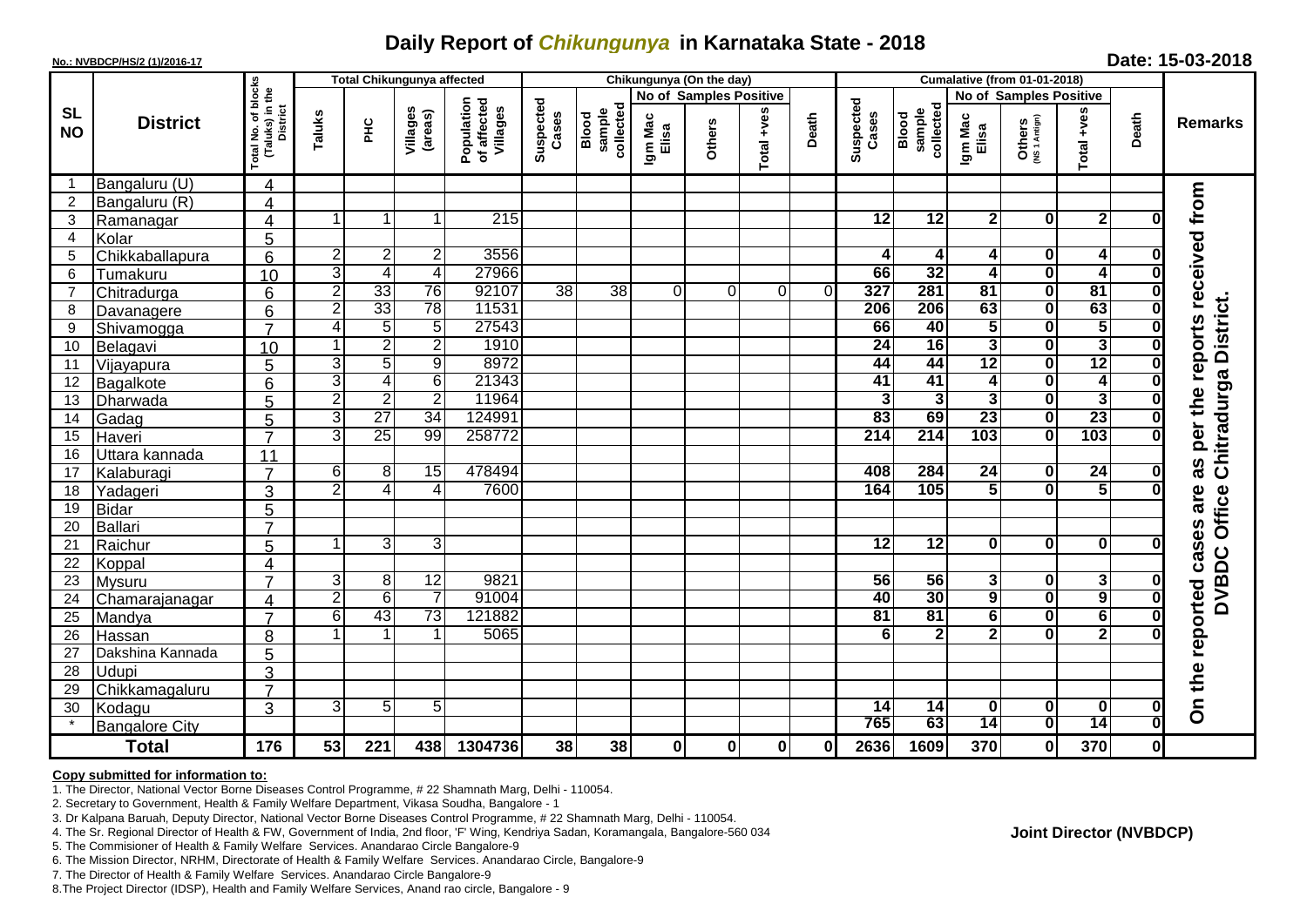# Daily Report of *Chikungunya* in Karnataka State - 2018

**No.: NVBDCP/HS/2 (1)/2016-17**

**Date: 15-03-2018**

| SL NO | District | Total No. of blocks (Taluks) in the District | Total Chikungunya affected | | | | Chikungunya (On the day) | | | | | | | Cumalative (from 01-01-2018) | | | | | | | Remarks |
|---|---|---|---|---|---|---|---|---|---|---|---|---|---|---|---|---|---|---|---|---|---|
| | | | Taluks | PHC | Villages (areas) | Population of affected Villages | Suspected Cases | Blood sample collected | No of Samples Positive | | | Death | Suspected Cases | Blood sample collected | No of Samples Positive | | | Death | |
| | | | | | | | | | Igm Mac Elisa | Others | Total +ves | | | | Igm Mac Elisa | Others (NS 1 Antign) | Total +ves | | |
| 1 | Bangaluru (U) | 4 | | | | | | | | | | | | | | | | | On the reported cases are as per the reports received from DVBDC Office Chitradurga District. |
| 2 | Bangaluru (R) | 4 | | | | | | | | | | | | | | | | | |
| 3 | Ramanagar | 4 | 1 | 1 | 1 | 215 | | | | | | | 12 | 12 | 2 | 0 | 2 | 0 | |
| 4 | Kolar | 5 | | | | | | | | | | | | | | | | | |
| 5 | Chikkaballapura | 6 | 2 | 2 | 2 | 3556 | | | | | | | 4 | 4 | 4 | 0 | 4 | 0 | |
| 6 | Tumakuru | 10 | 3 | 4 | 4 | 27966 | | | | | | | 66 | 32 | 4 | 0 | 4 | 0 | |
| 7 | Chitradurga | 6 | 2 | 33 | 76 | 92107 | 38 | 38 | 0 | 0 | 0 | 0 | 327 | 281 | 81 | 0 | 81 | 0 | |
| 8 | Davanagere | 6 | 2 | 33 | 78 | 11531 | | | | | | | 206 | 206 | 63 | 0 | 63 | 0 | |
| 9 | Shivamogga | 7 | 4 | 5 | 5 | 27543 | | | | | | | 66 | 40 | 5 | 0 | 5 | 0 | |
| 10 | Belagavi | 10 | 1 | 2 | 2 | 1910 | | | | | | | 24 | 16 | 3 | 0 | 3 | 0 | |
| 11 | Vijayapura | 5 | 3 | 5 | 9 | 8972 | | | | | | | 44 | 44 | 12 | 0 | 12 | 0 | |
| 12 | Bagalkote | 6 | 3 | 4 | 6 | 21343 | | | | | | | 41 | 41 | 4 | 0 | 4 | 0 | |
| 13 | Dharwada | 5 | 2 | 2 | 2 | 11964 | | | | | | | 3 | 3 | 3 | 0 | 3 | 0 | |
| 14 | Gadag | 5 | 3 | 27 | 34 | 124991 | | | | | | | 83 | 69 | 23 | 0 | 23 | 0 | |
| 15 | Haveri | 7 | 3 | 25 | 99 | 258772 | | | | | | | 214 | 214 | 103 | 0 | 103 | 0 | |
| 16 | Uttara kannada | 11 | | | | | | | | | | | | | | | | | |
| 17 | Kalaburagi | 7 | 6 | 8 | 15 | 478494 | | | | | | | 408 | 284 | 24 | 0 | 24 | 0 | |
| 18 | Yadageri | 3 | 2 | 4 | 4 | 7600 | | | | | | | 164 | 105 | 5 | 0 | 5 | 0 | |
| 19 | Bidar | 5 | | | | | | | | | | | | | | | | | |
| 20 | Ballari | 7 | | | | | | | | | | | | | | | | | |
| 21 | Raichur | 5 | 1 | 3 | 3 | | | | | | | | 12 | 12 | 0 | 0 | 0 | 0 | |
| 22 | Koppal | 4 | | | | | | | | | | | | | | | | | |
| 23 | Mysuru | 7 | 3 | 8 | 12 | 9821 | | | | | | | 56 | 56 | 3 | 0 | 3 | 0 | |
| 24 | Chamarajanagar | 4 | 2 | 6 | 7 | 91004 | | | | | | | 40 | 30 | 9 | 0 | 9 | 0 | |
| 25 | Mandya | 7 | 6 | 43 | 73 | 121882 | | | | | | | 81 | 81 | 6 | 0 | 6 | 0 | |
| 26 | Hassan | 8 | 1 | 1 | 1 | 5065 | | | | | | | 6 | 2 | 2 | 0 | 2 | 0 | |
| 27 | Dakshina Kannada | 5 | | | | | | | | | | | | | | | | | |
| 28 | Udupi | 3 | | | | | | | | | | | | | | | | | |
| 29 | Chikkamagaluru | 7 | | | | | | | | | | | | | | | | | |
| 30 | Kodagu | 3 | 3 | 5 | 5 | | | | | | | | 14 | 14 | 0 | 0 | 0 | 0 | |
| * | Bangalore City | | | | | | | | | | | | 765 | 63 | 14 | 0 | 14 | 0 | |
| **Total** | | **176** | **53** | **221** | **438** | **1304736** | **38** | **38** | **0** | **0** | **0** | **0** | **2636** | **1609** | **370** | **0** | **370** | **0** | |

**Copy submitted for information to:**

1. The Director, National Vector Borne Diseases Control Programme, # 22 Shamnath Marg, Delhi - 110054.
2. Secretary to Government, Health & Family Welfare Department, Vikasa Soudha, Bangalore - 1
3. Dr Kalpana Baruah, Deputy Director, National Vector Borne Diseases Control Programme, # 22 Shamnath Marg, Delhi - 110054.
4. The Sr. Regional Director of Health & FW, Government of India, 2nd floor, 'F' Wing, Kendriya Sadan, Koramangala, Bangalore-560 034
5. The Commisioner of Health & Family Welfare Services. Anandarao Circle Bangalore-9
6. The Mission Director, NRHM, Directorate of Health & Family Welfare Services. Anandarao Circle, Bangalore-9
7. The Director of Health & Family Welfare Services. Anandarao Circle Bangalore-9
8. The Project Director (IDSP), Health and Family Welfare Services, Anand rao circle, Bangalore - 9

**Joint Director (NVBDCP)**